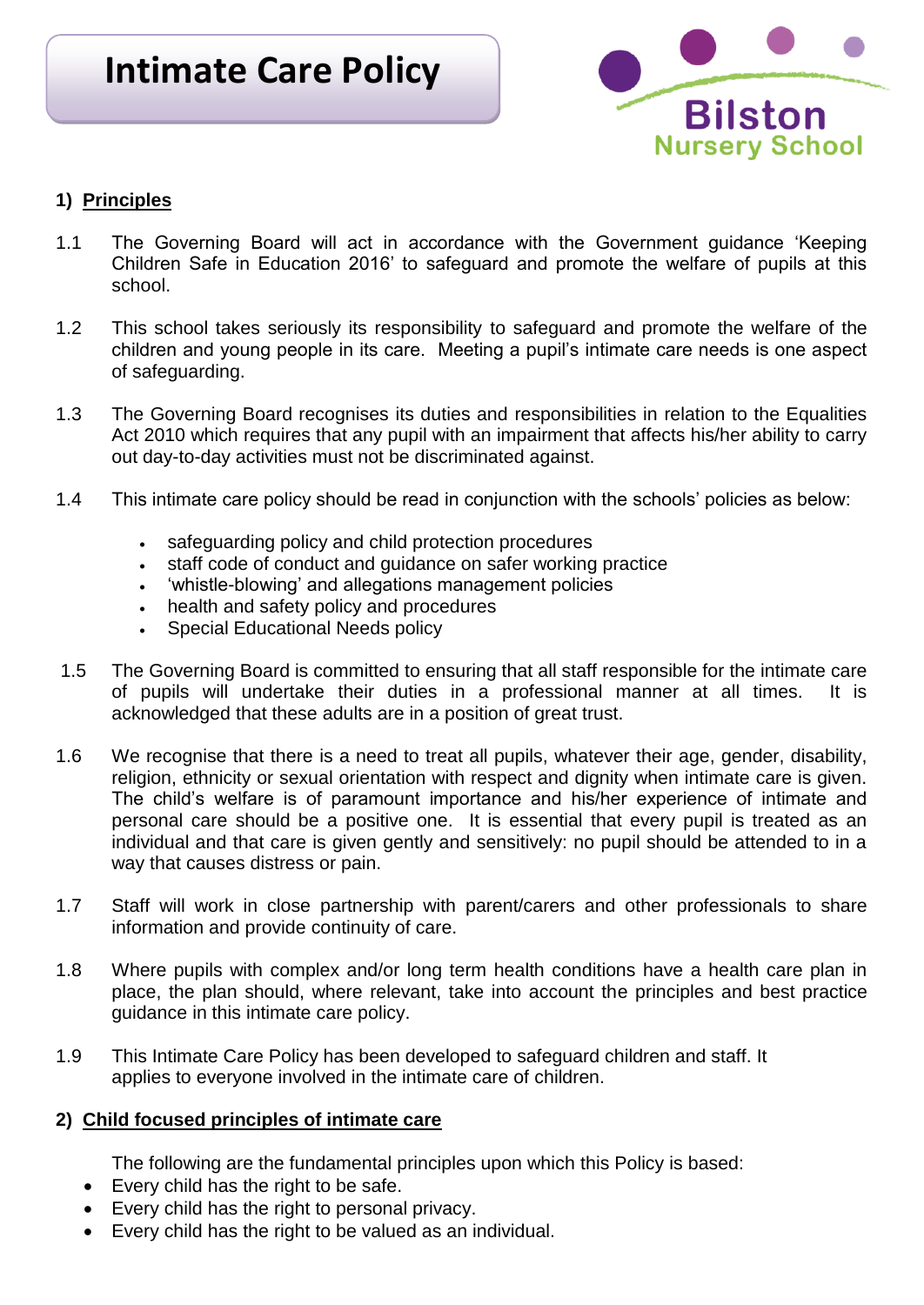# Intimate Care Policy

Bilston Nursery School

## 1) Principles

1.1 The Governing Board will act in accordance with the Government guidance 'Keeping Children Safe in Education 2016' to safeguard and promote the welfare of pupils at this school.

1.2 This school takes seriously its responsibility to safeguard and promote the welfare of the children and young people in its care. Meeting a pupil's intimate care needs is one aspect of safeguarding.

1.3 The Governing Board recognises its duties and responsibilities in relation to the Equalities Act 2010 which requires that any pupil with an impairment that affects his/her ability to carry out day-to-day activities must not be discriminated against.

1.4 This intimate care policy should be read in conjunction with the schools' policies as below:

- safeguarding policy and child protection procedures
- staff code of conduct and guidance on safer working practice
- 'whistle-blowing' and allegations management policies
- health and safety policy and procedures
- Special Educational Needs policy

1.5 The Governing Board is committed to ensuring that all staff responsible for the intimate care of pupils will undertake their duties in a professional manner at all times. It is acknowledged that these adults are in a position of great trust.

1.6 We recognise that there is a need to treat all pupils, whatever their age, gender, disability, religion, ethnicity or sexual orientation with respect and dignity when intimate care is given. The child's welfare is of paramount importance and his/her experience of intimate and personal care should be a positive one. It is essential that every pupil is treated as an individual and that care is given gently and sensitively: no pupil should be attended to in a way that causes distress or pain.

1.7 Staff will work in close partnership with parent/carers and other professionals to share information and provide continuity of care.

1.8 Where pupils with complex and/or long term health conditions have a health care plan in place, the plan should, where relevant, take into account the principles and best practice guidance in this intimate care policy.

1.9 This Intimate Care Policy has been developed to safeguard children and staff. It applies to everyone involved in the intimate care of children.

## 2) Child focused principles of intimate care

The following are the fundamental principles upon which this Policy is based:

- Every child has the right to be safe.
- Every child has the right to personal privacy.
- Every child has the right to be valued as an individual.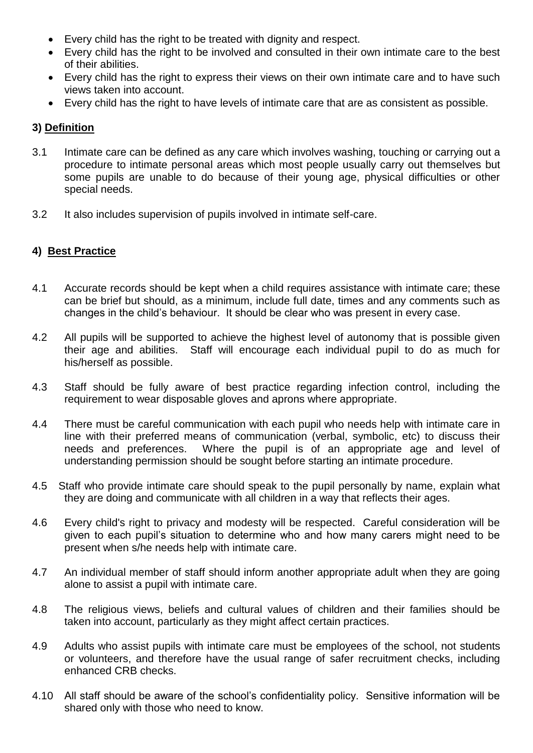- Every child has the right to be treated with dignity and respect.
- Every child has the right to be involved and consulted in their own intimate care to the best of their abilities.
- Every child has the right to express their views on their own intimate care and to have such views taken into account.
- Every child has the right to have levels of intimate care that are as consistent as possible.

## 3) Definition

3.1 Intimate care can be defined as any care which involves washing, touching or carrying out a procedure to intimate personal areas which most people usually carry out themselves but some pupils are unable to do because of their young age, physical difficulties or other special needs.

3.2 It also includes supervision of pupils involved in intimate self-care.

## 4) Best Practice

4.1 Accurate records should be kept when a child requires assistance with intimate care; these can be brief but should, as a minimum, include full date, times and any comments such as changes in the child's behaviour. It should be clear who was present in every case.

4.2 All pupils will be supported to achieve the highest level of autonomy that is possible given their age and abilities. Staff will encourage each individual pupil to do as much for his/herself as possible.

4.3 Staff should be fully aware of best practice regarding infection control, including the requirement to wear disposable gloves and aprons where appropriate.

4.4 There must be careful communication with each pupil who needs help with intimate care in line with their preferred means of communication (verbal, symbolic, etc) to discuss their needs and preferences. Where the pupil is of an appropriate age and level of understanding permission should be sought before starting an intimate procedure.

4.5 Staff who provide intimate care should speak to the pupil personally by name, explain what they are doing and communicate with all children in a way that reflects their ages.

4.6 Every child's right to privacy and modesty will be respected. Careful consideration will be given to each pupil's situation to determine who and how many carers might need to be present when s/he needs help with intimate care.

4.7 An individual member of staff should inform another appropriate adult when they are going alone to assist a pupil with intimate care.

4.8 The religious views, beliefs and cultural values of children and their families should be taken into account, particularly as they might affect certain practices.

4.9 Adults who assist pupils with intimate care must be employees of the school, not students or volunteers, and therefore have the usual range of safer recruitment checks, including enhanced CRB checks.

4.10 All staff should be aware of the school's confidentiality policy. Sensitive information will be shared only with those who need to know.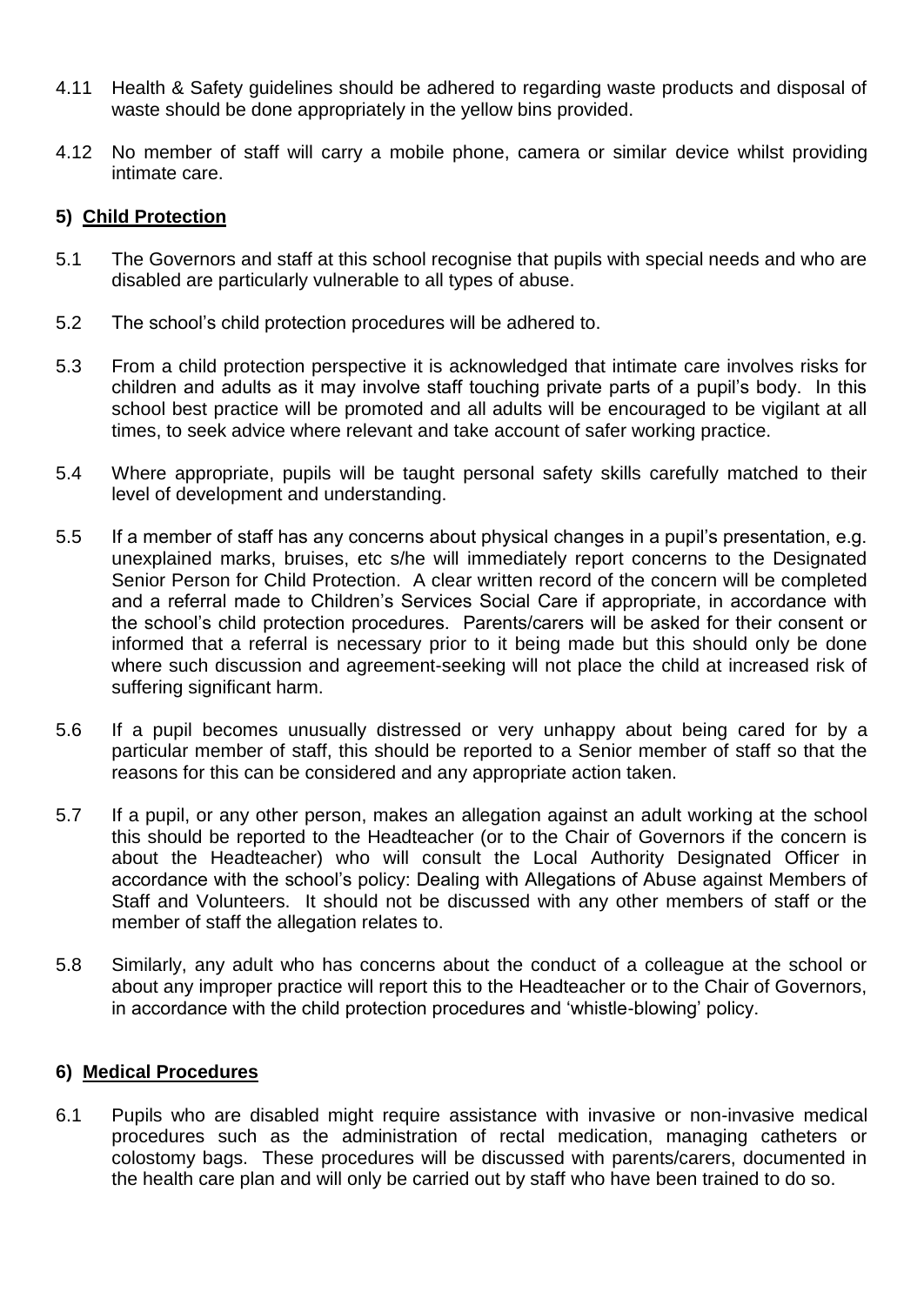4.11 Health & Safety guidelines should be adhered to regarding waste products and disposal of waste should be done appropriately in the yellow bins provided.

4.12 No member of staff will carry a mobile phone, camera or similar device whilst providing intimate care.

## 5) Child Protection

5.1 The Governors and staff at this school recognise that pupils with special needs and who are disabled are particularly vulnerable to all types of abuse.

5.2 The school's child protection procedures will be adhered to.

5.3 From a child protection perspective it is acknowledged that intimate care involves risks for children and adults as it may involve staff touching private parts of a pupil's body. In this school best practice will be promoted and all adults will be encouraged to be vigilant at all times, to seek advice where relevant and take account of safer working practice.

5.4 Where appropriate, pupils will be taught personal safety skills carefully matched to their level of development and understanding.

5.5 If a member of staff has any concerns about physical changes in a pupil's presentation, e.g. unexplained marks, bruises, etc s/he will immediately report concerns to the Designated Senior Person for Child Protection. A clear written record of the concern will be completed and a referral made to Children's Services Social Care if appropriate, in accordance with the school's child protection procedures. Parents/carers will be asked for their consent or informed that a referral is necessary prior to it being made but this should only be done where such discussion and agreement-seeking will not place the child at increased risk of suffering significant harm.

5.6 If a pupil becomes unusually distressed or very unhappy about being cared for by a particular member of staff, this should be reported to a Senior member of staff so that the reasons for this can be considered and any appropriate action taken.

5.7 If a pupil, or any other person, makes an allegation against an adult working at the school this should be reported to the Headteacher (or to the Chair of Governors if the concern is about the Headteacher) who will consult the Local Authority Designated Officer in accordance with the school's policy: Dealing with Allegations of Abuse against Members of Staff and Volunteers. It should not be discussed with any other members of staff or the member of staff the allegation relates to.

5.8 Similarly, any adult who has concerns about the conduct of a colleague at the school or about any improper practice will report this to the Headteacher or to the Chair of Governors, in accordance with the child protection procedures and 'whistle-blowing' policy.

## 6) Medical Procedures

6.1 Pupils who are disabled might require assistance with invasive or non-invasive medical procedures such as the administration of rectal medication, managing catheters or colostomy bags. These procedures will be discussed with parents/carers, documented in the health care plan and will only be carried out by staff who have been trained to do so.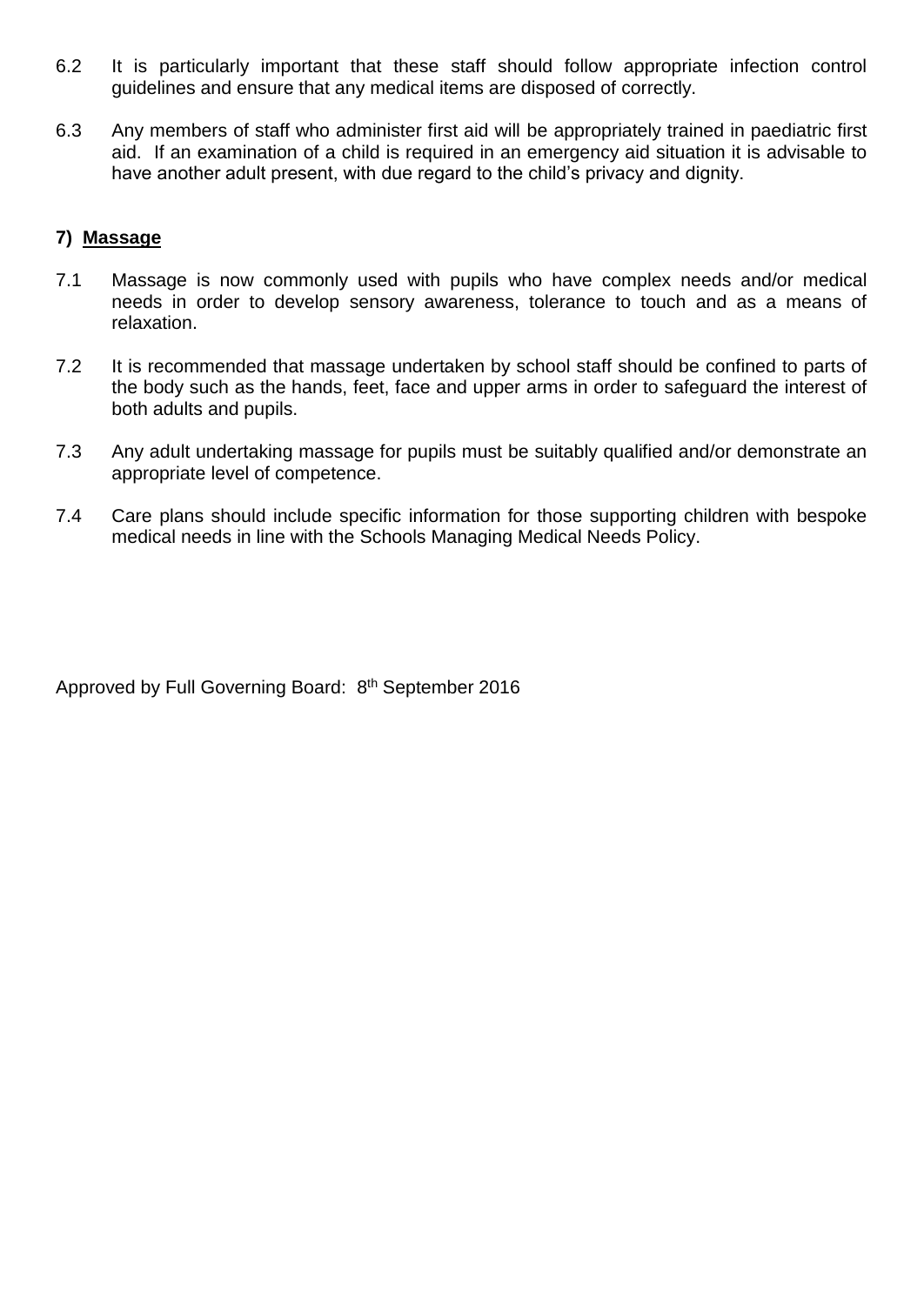6.2 It is particularly important that these staff should follow appropriate infection control guidelines and ensure that any medical items are disposed of correctly.

6.3 Any members of staff who administer first aid will be appropriately trained in paediatric first aid. If an examination of a child is required in an emergency aid situation it is advisable to have another adult present, with due regard to the child's privacy and dignity.

## 7) Massage

7.1 Massage is now commonly used with pupils who have complex needs and/or medical needs in order to develop sensory awareness, tolerance to touch and as a means of relaxation.

7.2 It is recommended that massage undertaken by school staff should be confined to parts of the body such as the hands, feet, face and upper arms in order to safeguard the interest of both adults and pupils.

7.3 Any adult undertaking massage for pupils must be suitably qualified and/or demonstrate an appropriate level of competence.

7.4 Care plans should include specific information for those supporting children with bespoke medical needs in line with the Schools Managing Medical Needs Policy.

Approved by Full Governing Board: 8th September 2016